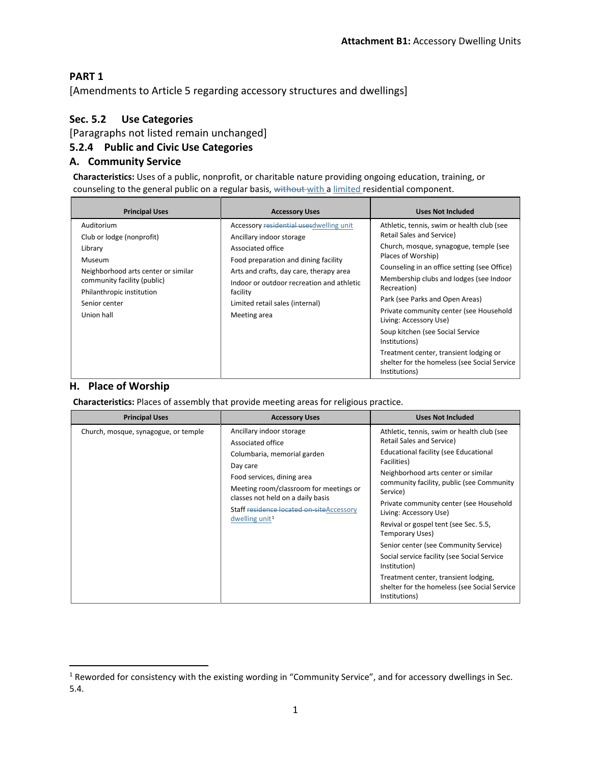**Attachment B1:** Accessory Dwelling Units

## PART 1

[Amendments to Article 5 regarding accessory structures and dwellings]

## Sec. 5.2 Use Categories

[Paragraphs not listed remain unchanged]

### 5.2.4 Public and Civic Use Categories

### A. Community Service

**Characteristics:** Uses of a public, nonprofit, or charitable nature providing ongoing education, training, or counseling to the general public on a regular basis, ~~without~~ with a limited residential component.

| Principal Uses | Accessory Uses | Uses Not Included |
|---|---|---|
| Auditorium<br>Club or lodge (nonprofit)<br>Library<br>Museum<br>Neighborhood arts center or similar community facility (public)<br>Philanthropic institution<br>Senior center<br>Union hall | Accessory ~~residential uses~~dwelling unit<br>Ancillary indoor storage<br>Associated office<br>Food preparation and dining facility<br>Arts and crafts, day care, therapy area<br>Indoor or outdoor recreation and athletic facility<br>Limited retail sales (internal)<br>Meeting area | Athletic, tennis, swim or health club (see Retail Sales and Service)<br>Church, mosque, synagogue, temple (see Places of Worship)<br>Counseling in an office setting (see Office)<br>Membership clubs and lodges (see Indoor Recreation)<br>Park (see Parks and Open Areas)<br>Private community center (see Household Living: Accessory Use)<br>Soup kitchen (see Social Service Institutions)<br>Treatment center, transient lodging or shelter for the homeless (see Social Service Institutions) |

### H. Place of Worship

**Characteristics:** Places of assembly that provide meeting areas for religious practice.

| Principal Uses | Accessory Uses | Uses Not Included |
|---|---|---|
| Church, mosque, synagogue, or temple | Ancillary indoor storage<br>Associated office<br>Columbaria, memorial garden<br>Day care<br>Food services, dining area<br>Meeting room/classroom for meetings or classes not held on a daily basis<br>Staff ~~residence located on-site~~Accessory dwelling unit[1] | Athletic, tennis, swim or health club (see Retail Sales and Service)<br>Educational facility (see Educational Facilities)<br>Neighborhood arts center or similar community facility, public (see Community Service)<br>Private community center (see Household Living: Accessory Use)<br>Revival or gospel tent (see Sec. 5.5, Temporary Uses)<br>Senior center (see Community Service)<br>Social service facility (see Social Service Institution)<br>Treatment center, transient lodging, shelter for the homeless (see Social Service Institutions) |

[1] Reworded for consistency with the existing wording in "Community Service", and for accessory dwellings in Sec. 5.4.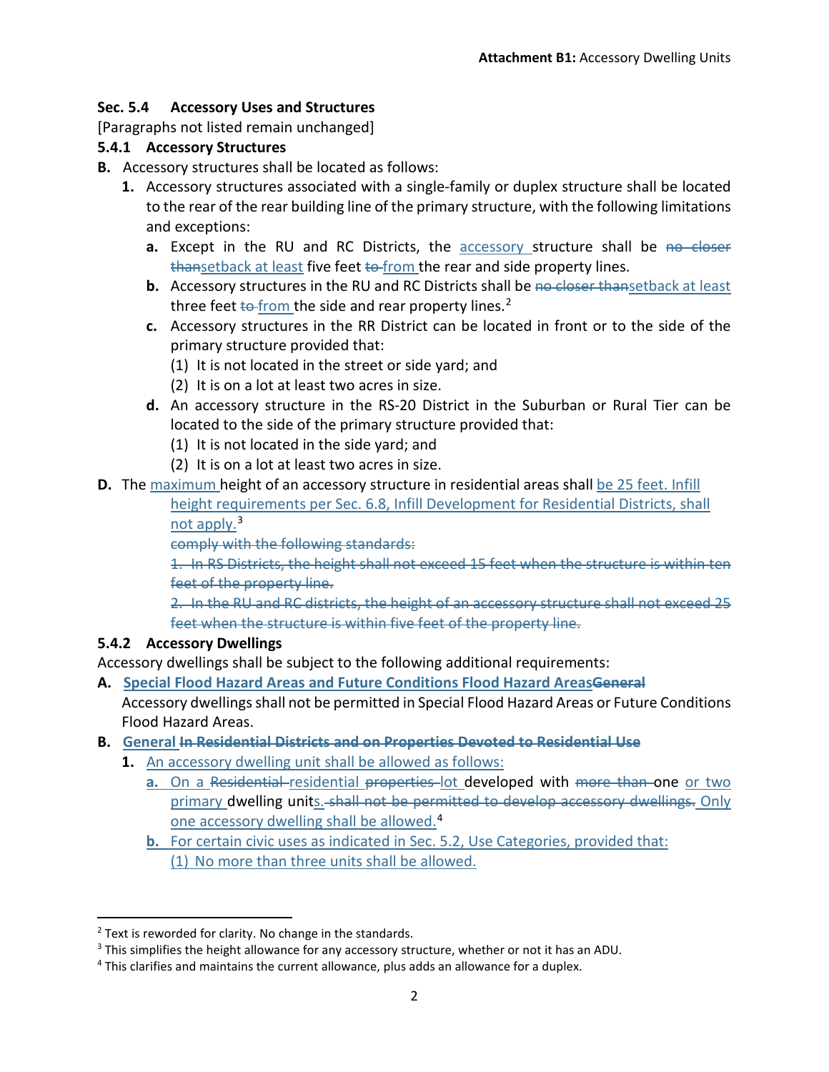## Sec. 5.4 Accessory Uses and Structures

[Paragraphs not listed remain unchanged]

### 5.4.1 Accessory Structures

**B.** Accessory structures shall be located as follows:

1. Accessory structures associated with a single-family or duplex structure shall be located to the rear of the rear building line of the primary structure, with the following limitations and exceptions:
   - **a.** Except in the RU and RC Districts, the <u>accessory</u> structure shall be ~~no closer than~~<u>setback at least</u> five feet ~~to~~ <u>from</u> the rear and side property lines.
   - **b.** Accessory structures in the RU and RC Districts shall be ~~no closer than~~<u>setback at least</u> three feet ~~to~~ <u>from</u> the side and rear property lines.[2]
   - **c.** Accessory structures in the RR District can be located in front or to the side of the primary structure provided that:
     - (1) It is not located in the street or side yard; and
     - (2) It is on a lot at least two acres in size.
   - **d.** An accessory structure in the RS-20 District in the Suburban or Rural Tier can be located to the side of the primary structure provided that:
     - (1) It is not located in the side yard; and
     - (2) It is on a lot at least two acres in size.

**D.** The <u>maximum</u> height of an accessory structure in residential areas shall <u>be 25 feet. Infill height requirements per Sec. 6.8, Infill Development for Residential Districts, shall not apply.</u>[3]

~~comply with the following standards:~~

~~1. In RS Districts, the height shall not exceed 15 feet when the structure is within ten feet of the property line.~~

~~2. In the RU and RC districts, the height of an accessory structure shall not exceed 25 feet when the structure is within five feet of the property line.~~

### 5.4.2 Accessory Dwellings

Accessory dwellings shall be subject to the following additional requirements:

**A.** **<u>Special Flood Hazard Areas and Future Conditions Flood Hazard Areas</u>~~General~~**

Accessory dwellings shall not be permitted in Special Flood Hazard Areas or Future Conditions Flood Hazard Areas.

**B.** **<u>General</u> ~~In Residential Districts and on Properties Devoted to Residential Use~~**

1. <u>An accessory dwelling unit shall be allowed as follows:</u>
   - <u>**a.** On a</u> ~~Residential~~ <u>residential</u> ~~properties~~ <u>lot</u> developed with ~~more than~~ one <u>or two primary</u> dwelling unit<u>s.</u> ~~shall not be permitted to develop accessory dwellings.~~ <u>Only one accessory dwelling shall be allowed.</u>[4]
   - <u>**b.** For certain civic uses as indicated in Sec. 5.2, Use Categories, provided that:</u>
     - <u>(1) No more than three units shall be allowed.</u>

---

[2] Text is reworded for clarity. No change in the standards.

[3] This simplifies the height allowance for any accessory structure, whether or not it has an ADU.

[4] This clarifies and maintains the current allowance, plus adds an allowance for a duplex.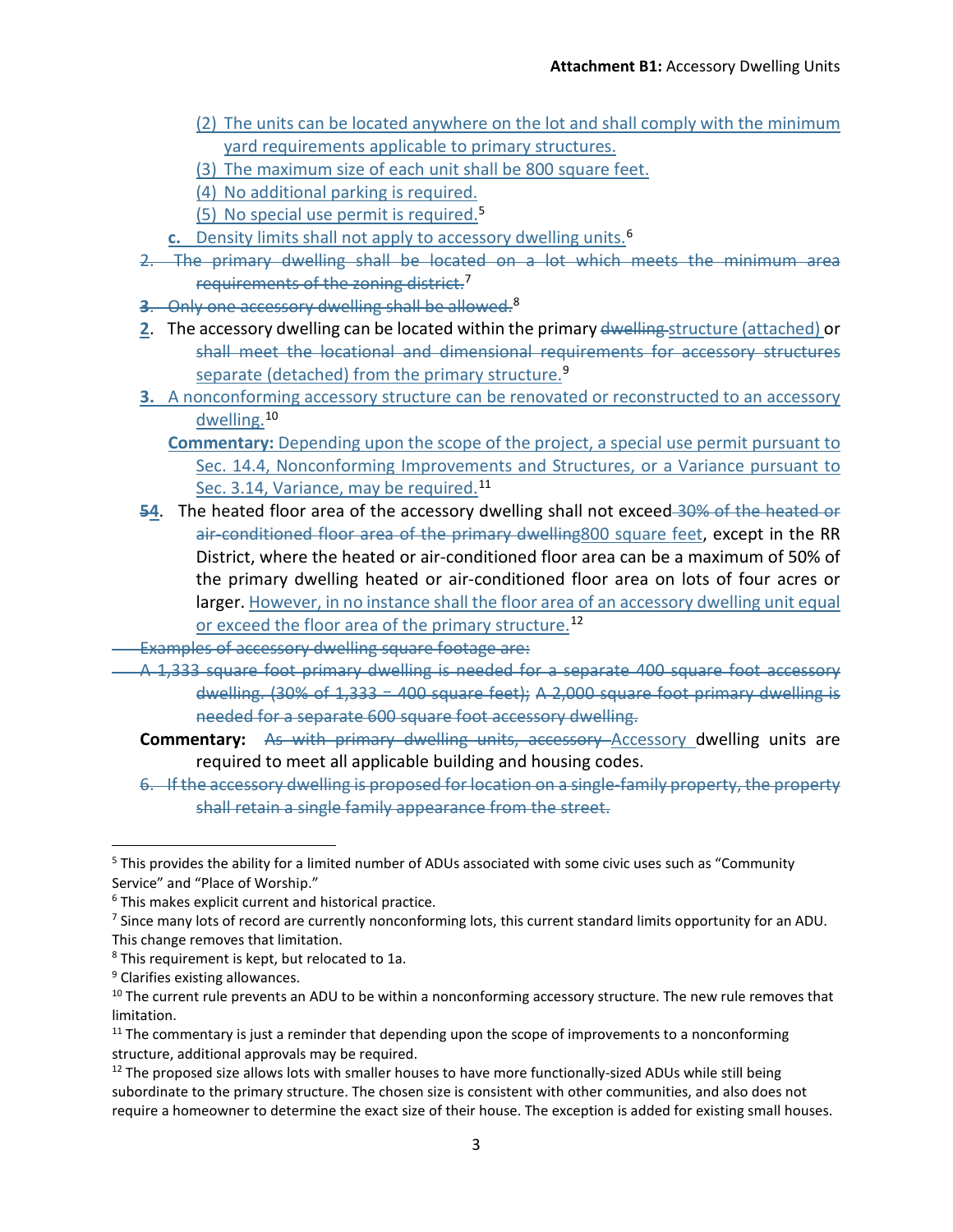(2) The units can be located anywhere on the lot and shall comply with the minimum yard requirements applicable to primary structures.

(3) The maximum size of each unit shall be 800 square feet.

(4) No additional parking is required.

(5) No special use permit is required.[5]

**c.** Density limits shall not apply to accessory dwelling units.[6]

~~2. The primary dwelling shall be located on a lot which meets the minimum area requirements of the zoning district.~~[7]

~~3. Only one accessory dwelling shall be allowed.~~[8]

**2**. The accessory dwelling can be located within the primary ~~dwelling~~ structure (attached) or ~~shall meet the locational and dimensional requirements for accessory structures~~ separate (detached) from the primary structure.[9]

**3.** A nonconforming accessory structure can be renovated or reconstructed to an accessory dwelling.[10]

**Commentary:** Depending upon the scope of the project, a special use permit pursuant to Sec. 14.4, Nonconforming Improvements and Structures, or a Variance pursuant to Sec. 3.14, Variance, may be required.[11]

~~**5**~~**4**. The heated floor area of the accessory dwelling shall not exceed ~~30% of the heated or air-conditioned floor area of the primary dwelling~~800 square feet, except in the RR District, where the heated or air-conditioned floor area can be a maximum of 50% of the primary dwelling heated or air-conditioned floor area on lots of four acres or larger. However, in no instance shall the floor area of an accessory dwelling unit equal or exceed the floor area of the primary structure.[12]

~~Examples of accessory dwelling square footage are:~~

~~A 1,333 square foot primary dwelling is needed for a separate 400 square foot accessory dwelling. (30% of 1,333 = 400 square feet); A 2,000 square foot primary dwelling is needed for a separate 600 square foot accessory dwelling.~~

**Commentary:** ~~As with primary dwelling units, accessory~~ Accessory dwelling units are required to meet all applicable building and housing codes.

~~6. If the accessory dwelling is proposed for location on a single-family property, the property shall retain a single family appearance from the street.~~

---

[5] This provides the ability for a limited number of ADUs associated with some civic uses such as "Community Service" and "Place of Worship."

[6] This makes explicit current and historical practice.

[7] Since many lots of record are currently nonconforming lots, this current standard limits opportunity for an ADU. This change removes that limitation.

[8] This requirement is kept, but relocated to 1a.

[9] Clarifies existing allowances.

[10] The current rule prevents an ADU to be within a nonconforming accessory structure. The new rule removes that limitation.

[11] The commentary is just a reminder that depending upon the scope of improvements to a nonconforming structure, additional approvals may be required.

[12] The proposed size allows lots with smaller houses to have more functionally-sized ADUs while still being subordinate to the primary structure. The chosen size is consistent with other communities, and also does not require a homeowner to determine the exact size of their house. The exception is added for existing small houses.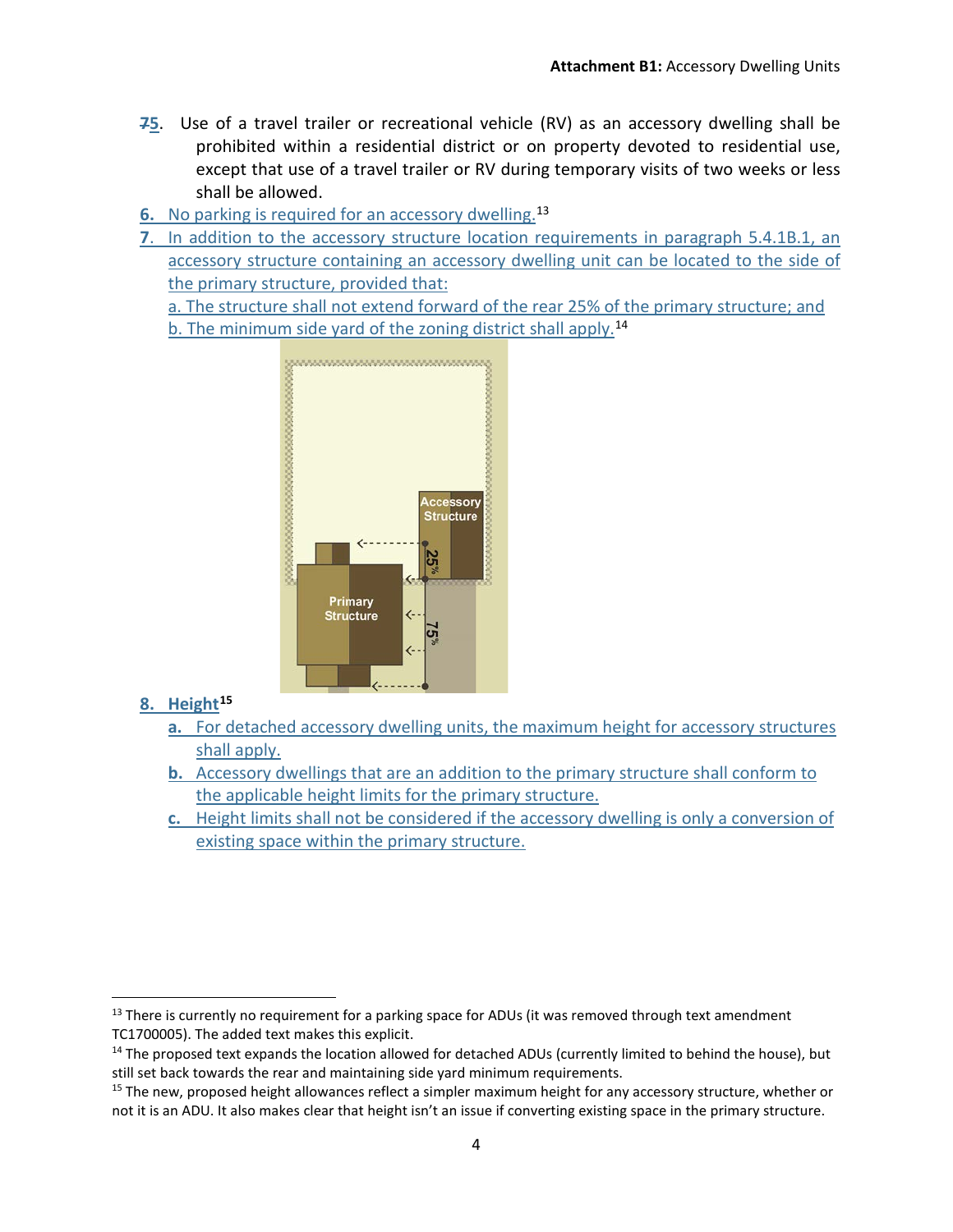7 5. Use of a travel trailer or recreational vehicle (RV) as an accessory dwelling shall be prohibited within a residential district or on property devoted to residential use, except that use of a travel trailer or RV during temporary visits of two weeks or less shall be allowed.

6. No parking is required for an accessory dwelling.[13]

7. In addition to the accessory structure location requirements in paragraph 5.4.1B.1, an accessory structure containing an accessory dwelling unit can be located to the side of the primary structure, provided that:
   a. The structure shall not extend forward of the rear 25% of the primary structure; and
   b. The minimum side yard of the zoning district shall apply.[14]

Accessory Structure

Primary Structure

25%

75%

8. Height[15]
   a. For detached accessory dwelling units, the maximum height for accessory structures shall apply.
   b. Accessory dwellings that are an addition to the primary structure shall conform to the applicable height limits for the primary structure.
   c. Height limits shall not be considered if the accessory dwelling is only a conversion of existing space within the primary structure.

---

[13] There is currently no requirement for a parking space for ADUs (it was removed through text amendment TC1700005). The added text makes this explicit.

[14] The proposed text expands the location allowed for detached ADUs (currently limited to behind the house), but still set back towards the rear and maintaining side yard minimum requirements.

[15] The new, proposed height allowances reflect a simpler maximum height for any accessory structure, whether or not it is an ADU. It also makes clear that height isn't an issue if converting existing space in the primary structure.